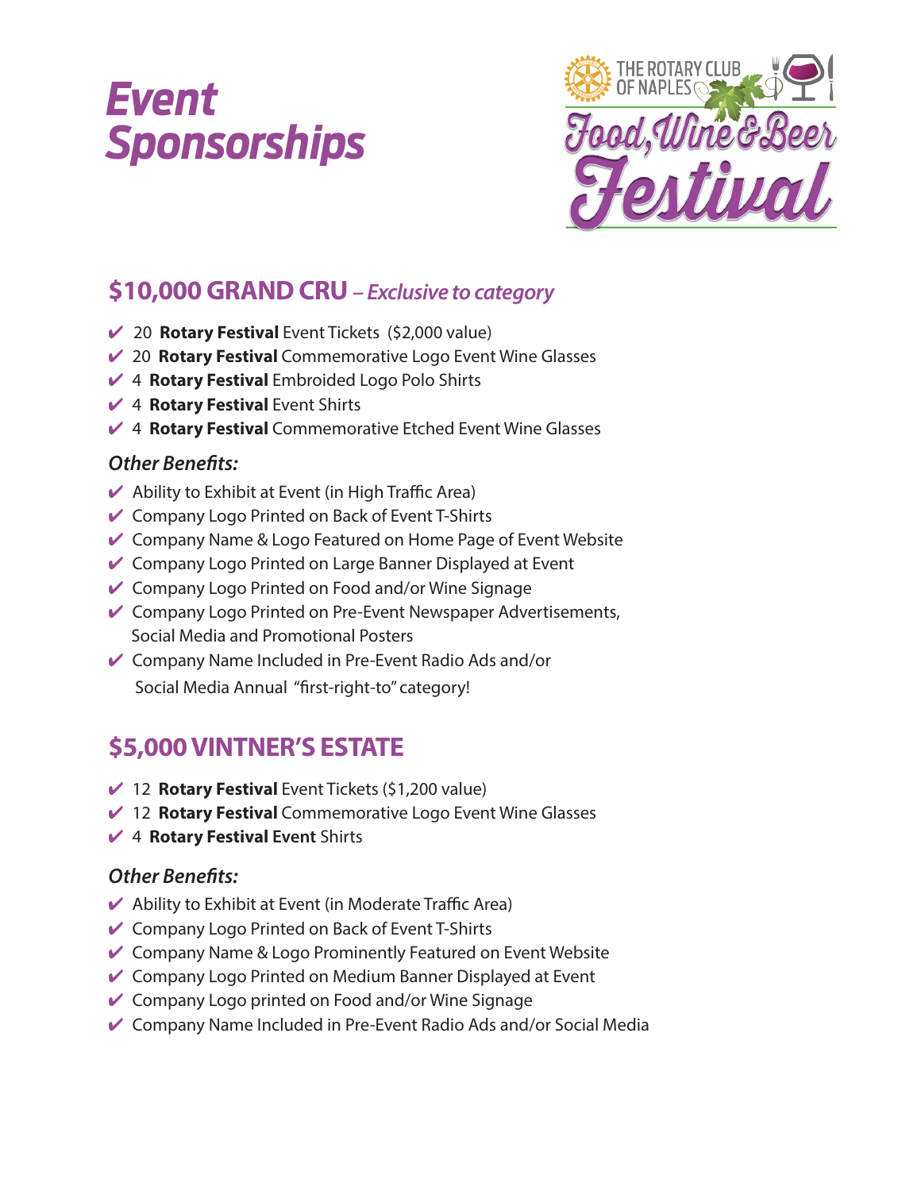# Event Sponsorships

THE ROTARY CLUB OF NAPLES

Food, Wine & Beer Festival

## $10,000 GRAND CRU *– Exclusive to category*

- ✔ 20 **Rotary Festival** Event Tickets ($2,000 value)
- ✔ 20 **Rotary Festival** Commemorative Logo Event Wine Glasses
- ✔ 4 **Rotary Festival** Embroided Logo Polo Shirts
- ✔ 4 **Rotary Festival** Event Shirts
- ✔ 4 **Rotary Festival** Commemorative Etched Event Wine Glasses

### *Other Benefits:*

- ✔ Ability to Exhibit at Event (in High Traffic Area)
- ✔ Company Logo Printed on Back of Event T-Shirts
- ✔ Company Name & Logo Featured on Home Page of Event Website
- ✔ Company Logo Printed on Large Banner Displayed at Event
- ✔ Company Logo Printed on Food and/or Wine Signage
- ✔ Company Logo Printed on Pre-Event Newspaper Advertisements, Social Media and Promotional Posters
- ✔ Company Name Included in Pre-Event Radio Ads and/or Social Media Annual "first-right-to" category!

## $5,000 VINTNER'S ESTATE

- ✔ 12 **Rotary Festival** Event Tickets ($1,200 value)
- ✔ 12 **Rotary Festival** Commemorative Logo Event Wine Glasses
- ✔ 4 **Rotary Festival Event** Shirts

### *Other Benefits:*

- ✔ Ability to Exhibit at Event (in Moderate Traffic Area)
- ✔ Company Logo Printed on Back of Event T-Shirts
- ✔ Company Name & Logo Prominently Featured on Event Website
- ✔ Company Logo Printed on Medium Banner Displayed at Event
- ✔ Company Logo printed on Food and/or Wine Signage
- ✔ Company Name Included in Pre-Event Radio Ads and/or Social Media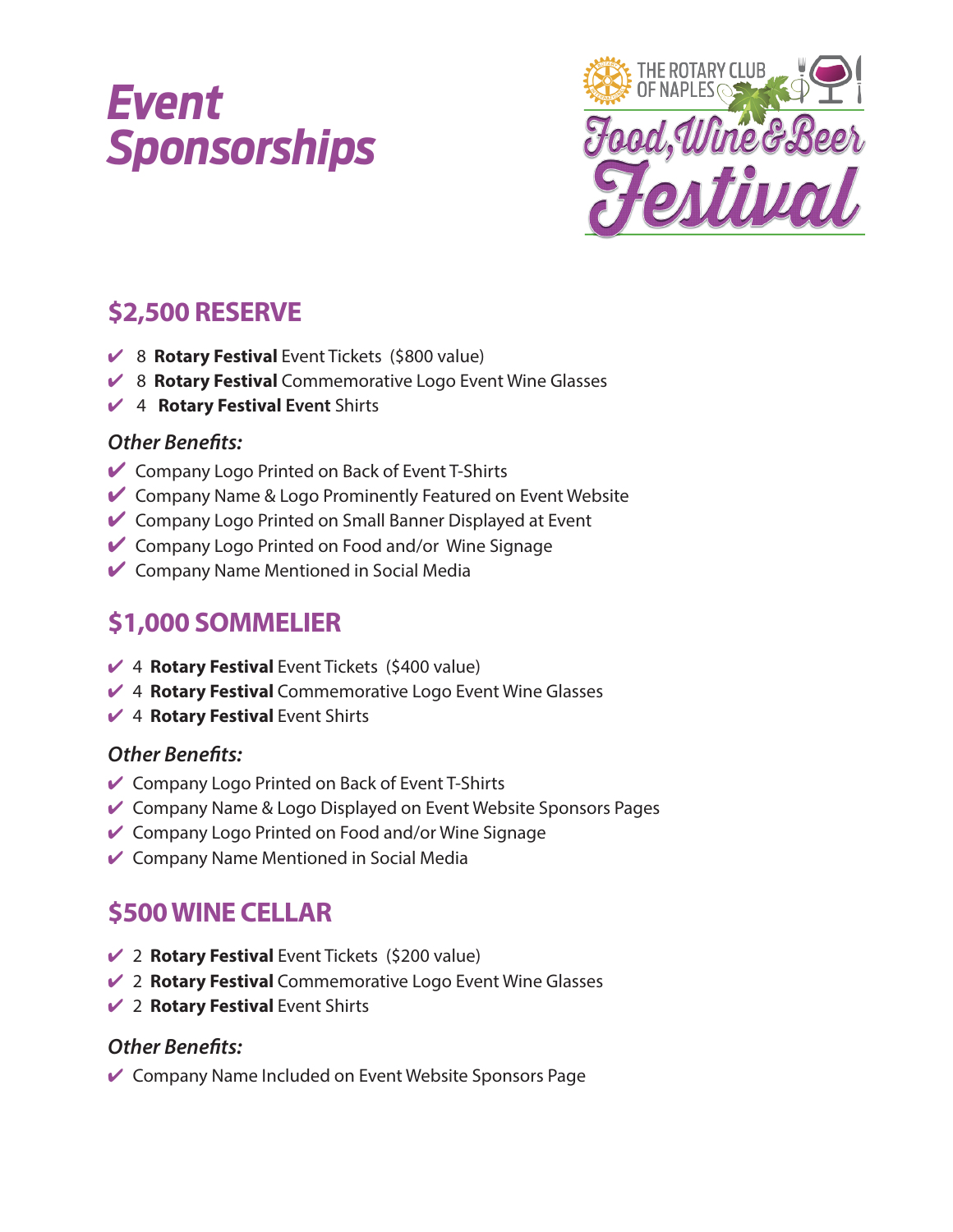# Event Sponsorships

THE ROTARY CLUB OF NAPLES Food, Wine & Beer Festival

## $2,500 RESERVE

- ✔ 8 **Rotary Festival** Event Tickets ($800 value)
- ✔ 8 **Rotary Festival** Commemorative Logo Event Wine Glasses
- ✔ 4 **Rotary Festival Event** Shirts

### *Other Benefits:*

- ✔ Company Logo Printed on Back of Event T-Shirts
- ✔ Company Name & Logo Prominently Featured on Event Website
- ✔ Company Logo Printed on Small Banner Displayed at Event
- ✔ Company Logo Printed on Food and/or Wine Signage
- ✔ Company Name Mentioned in Social Media

## $1,000 SOMMELIER

- ✔ 4 **Rotary Festival** Event Tickets ($400 value)
- ✔ 4 **Rotary Festival** Commemorative Logo Event Wine Glasses
- ✔ 4 **Rotary Festival** Event Shirts

### *Other Benefits:*

- ✔ Company Logo Printed on Back of Event T-Shirts
- ✔ Company Name & Logo Displayed on Event Website Sponsors Pages
- ✔ Company Logo Printed on Food and/or Wine Signage
- ✔ Company Name Mentioned in Social Media

## $500 WINE CELLAR

- ✔ 2 **Rotary Festival** Event Tickets ($200 value)
- ✔ 2 **Rotary Festival** Commemorative Logo Event Wine Glasses
- ✔ 2 **Rotary Festival** Event Shirts

### *Other Benefits:*

- ✔ Company Name Included on Event Website Sponsors Page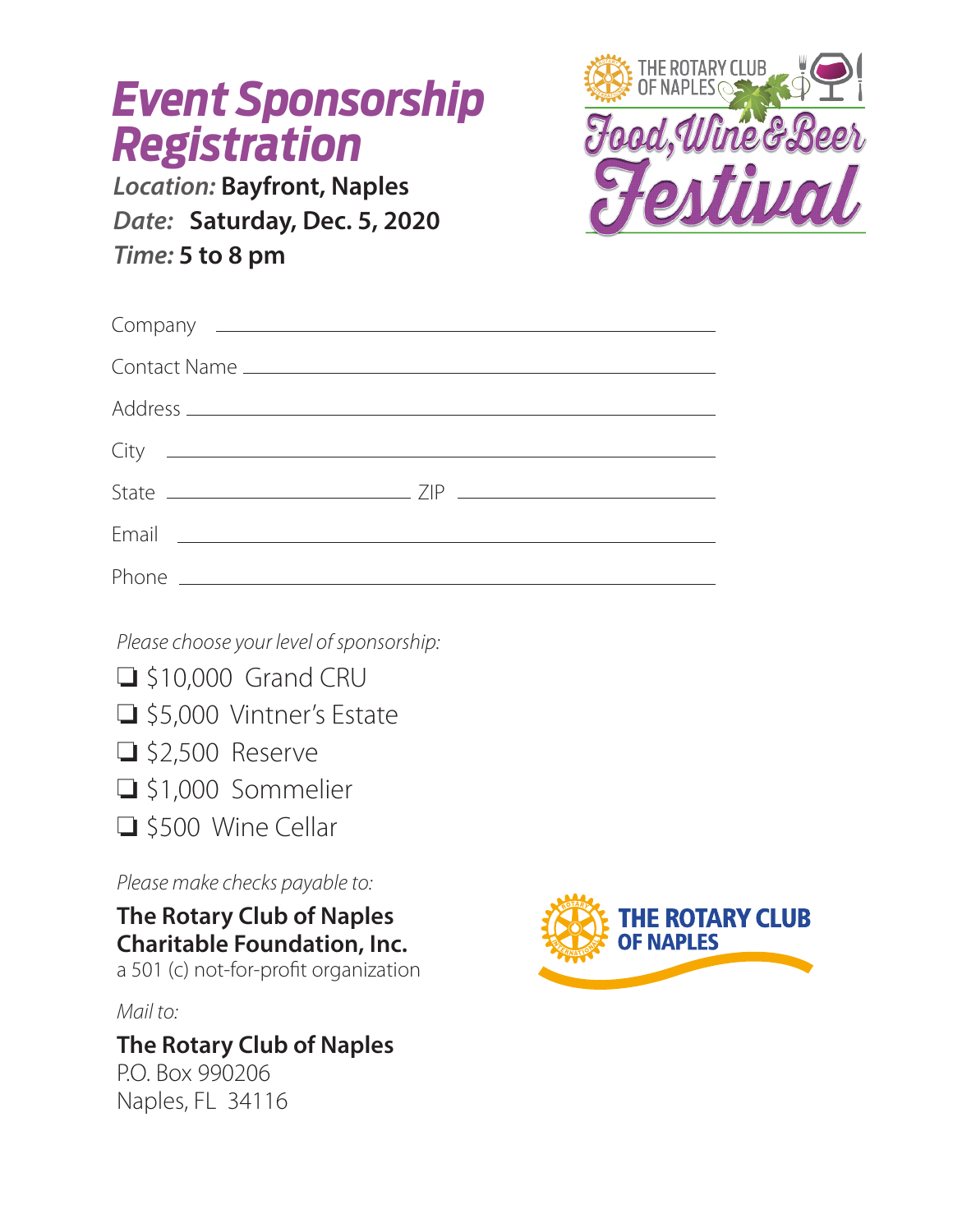# Event Sponsorship Registration

*Location:* **Bayfront, Naples**
*Date:* **Saturday, Dec. 5, 2020**
*Time:* **5 to 8 pm**

THE ROTARY CLUB OF NAPLES
Food, Wine & Beer Festival

Company ______________________________

Contact Name ______________________________

Address ______________________________

City ______________________________

State ______________ ZIP ______________

Email ______________________________

Phone ______________________________

*Please choose your level of sponsorship:*

- ❑ $10,000 Grand CRU
- ❑ $5,000 Vintner's Estate
- ❑ $2,500 Reserve
- ❑ $1,000 Sommelier
- ❑ $500 Wine Cellar

*Please make checks payable to:*

**The Rotary Club of Naples Charitable Foundation, Inc.**
a 501 (c) not-for-profit organization

*Mail to:*

**The Rotary Club of Naples**
P.O. Box 990206
Naples, FL 34116

THE ROTARY CLUB OF NAPLES